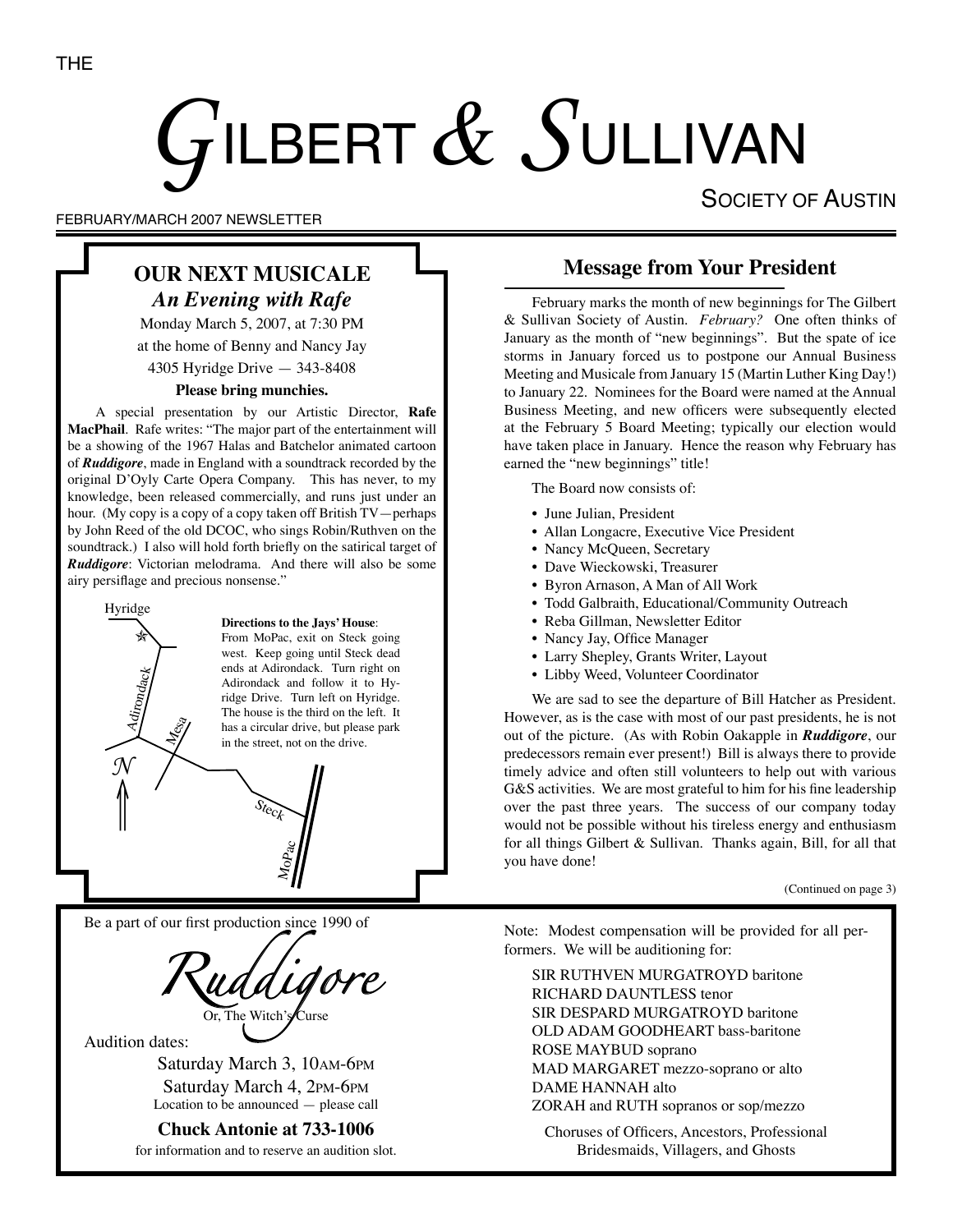THE

# GILBERT & SULLIVAN

SOCIETY OF AUSTIN

FEBRUARY/MARCH 2007 NEWSLETTER

## OUR NEXT MUSICALE

### *An Evening with Rafe*

Monday March 5, 2007, at 7:30 PM

at the home of Benny and Nancy Jay

4305 Hyridge Drive — 343-8408

**Please bring munchies.**

A special presentation by our Artistic Director, **Rafe MacPhail**. Rafe writes: "The major part of the entertainment will be a showing of the 1967 Halas and Batchelor animated cartoon of ***Ruddigore***, made in England with a soundtrack recorded by the original D'Oyly Carte Opera Company. This has never, to my knowledge, been released commercially, and runs just under an hour. (My copy is a copy of a copy taken off British TV—perhaps by John Reed of the old DCOC, who sings Robin/Ruthven on the soundtrack.) I also will hold forth briefly on the satirical target of ***Ruddigore***: Victorian melodrama. And there will also be some airy persiflage and precious nonsense."

Hyridge

Adirondack

Mesa

N

Steck

MoPac

**Directions to the Jays' House**: From MoPac, exit on Steck going west. Keep going until Steck dead ends at Adirondack. Turn right on Adirondack and follow it to Hyridge Drive. Turn left on Hyridge. The house is the third on the left. It has a circular drive, but please park in the street, not on the drive.

## Message from Your President

February marks the month of new beginnings for The Gilbert & Sullivan Society of Austin. *February?* One often thinks of January as the month of "new beginnings". But the spate of ice storms in January forced us to postpone our Annual Business Meeting and Musicale from January 15 (Martin Luther King Day!) to January 22. Nominees for the Board were named at the Annual Business Meeting, and new officers were subsequently elected at the February 5 Board Meeting; typically our election would have taken place in January. Hence the reason why February has earned the "new beginnings" title!

The Board now consists of:

- June Julian, President
- Allan Longacre, Executive Vice President
- Nancy McQueen, Secretary
- Dave Wieckowski, Treasurer
- Byron Arnason, A Man of All Work
- Todd Galbraith, Educational/Community Outreach
- Reba Gillman, Newsletter Editor
- Nancy Jay, Office Manager
- Larry Shepley, Grants Writer, Layout
- Libby Weed, Volunteer Coordinator

We are sad to see the departure of Bill Hatcher as President. However, as is the case with most of our past presidents, he is not out of the picture. (As with Robin Oakapple in ***Ruddigore***, our predecessors remain ever present!) Bill is always there to provide timely advice and often still volunteers to help out with various G&S activities. We are most grateful to him for his fine leadership over the past three years. The success of our company today would not be possible without his tireless energy and enthusiasm for all things Gilbert & Sullivan. Thanks again, Bill, for all that you have done!

(Continued on page 3)

Be a part of our first production since 1990 of

## *Ruddigore*

Or, The Witch's Curse

Audition dates:

Saturday March 3, 10AM-6PM

Saturday March 4, 2PM-6PM

Location to be announced — please call

**Chuck Antonie at 733-1006**

for information and to reserve an audition slot.

Note: Modest compensation will be provided for all performers. We will be auditioning for:

SIR RUTHVEN MURGATROYD baritone
RICHARD DAUNTLESS tenor
SIR DESPARD MURGATROYD baritone
OLD ADAM GOODHEART bass-baritone
ROSE MAYBUD soprano
MAD MARGARET mezzo-soprano or alto
DAME HANNAH alto
ZORAH and RUTH sopranos or sop/mezzo

Choruses of Officers, Ancestors, Professional Bridesmaids, Villagers, and Ghosts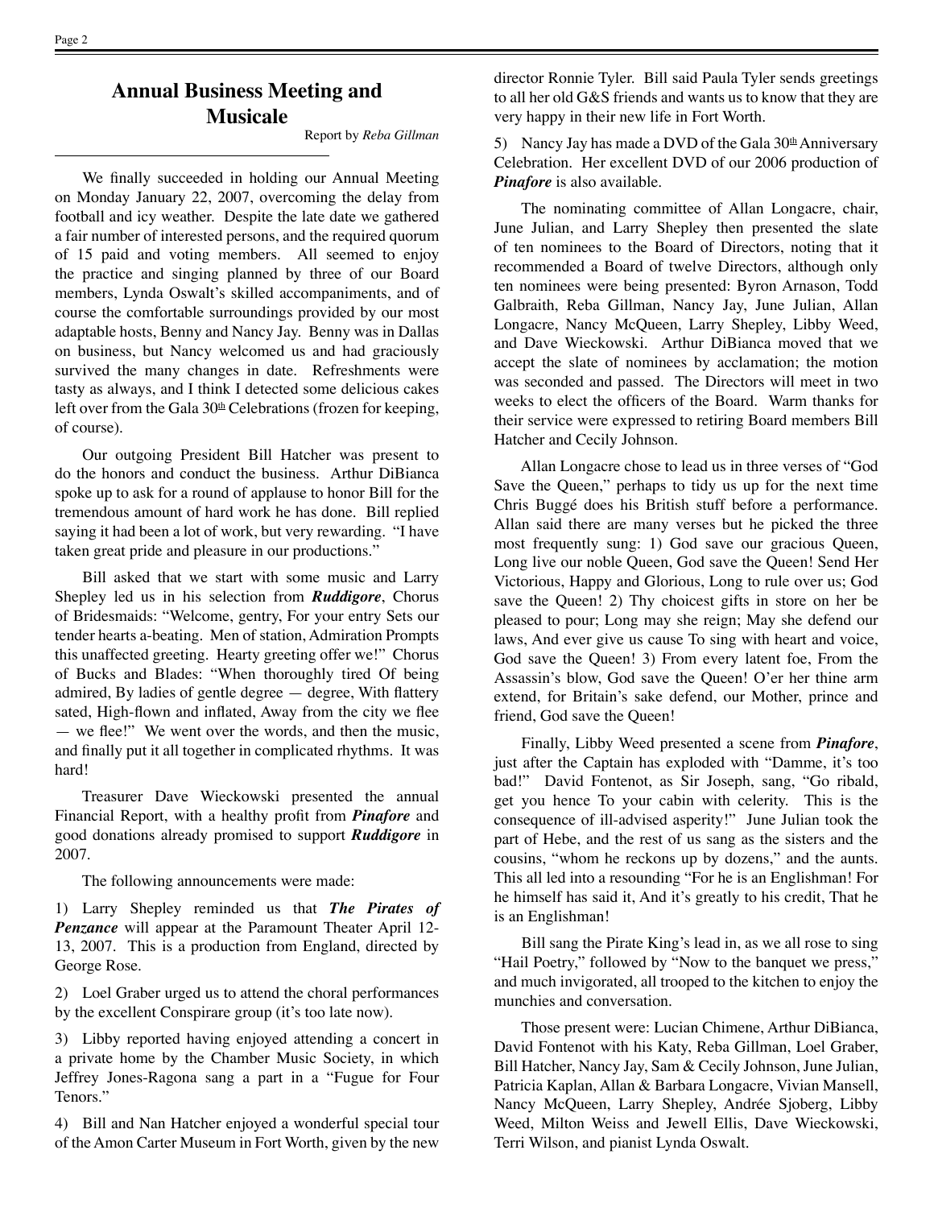## Annual Business Meeting and Musicale

Report by *Reba Gillman*

We finally succeeded in holding our Annual Meeting on Monday January 22, 2007, overcoming the delay from football and icy weather. Despite the late date we gathered a fair number of interested persons, and the required quorum of 15 paid and voting members. All seemed to enjoy the practice and singing planned by three of our Board members, Lynda Oswalt's skilled accompaniments, and of course the comfortable surroundings provided by our most adaptable hosts, Benny and Nancy Jay. Benny was in Dallas on business, but Nancy welcomed us and had graciously survived the many changes in date. Refreshments were tasty as always, and I think I detected some delicious cakes left over from the Gala 30th Celebrations (frozen for keeping, of course).

Our outgoing President Bill Hatcher was present to do the honors and conduct the business. Arthur DiBianca spoke up to ask for a round of applause to honor Bill for the tremendous amount of hard work he has done. Bill replied saying it had been a lot of work, but very rewarding. "I have taken great pride and pleasure in our productions."

Bill asked that we start with some music and Larry Shepley led us in his selection from ***Ruddigore***, Chorus of Bridesmaids: "Welcome, gentry, For your entry Sets our tender hearts a-beating. Men of station, Admiration Prompts this unaffected greeting. Hearty greeting offer we!" Chorus of Bucks and Blades: "When thoroughly tired Of being admired, By ladies of gentle degree — degree, With flattery sated, High-flown and inflated, Away from the city we flee — we flee!" We went over the words, and then the music, and finally put it all together in complicated rhythms. It was hard!

Treasurer Dave Wieckowski presented the annual Financial Report, with a healthy profit from ***Pinafore*** and good donations already promised to support ***Ruddigore*** in 2007.

The following announcements were made:

1) Larry Shepley reminded us that ***The Pirates of Penzance*** will appear at the Paramount Theater April 12-13, 2007. This is a production from England, directed by George Rose.

2) Loel Graber urged us to attend the choral performances by the excellent Conspirare group (it's too late now).

3) Libby reported having enjoyed attending a concert in a private home by the Chamber Music Society, in which Jeffrey Jones-Ragona sang a part in a "Fugue for Four Tenors."

4) Bill and Nan Hatcher enjoyed a wonderful special tour of the Amon Carter Museum in Fort Worth, given by the new director Ronnie Tyler. Bill said Paula Tyler sends greetings to all her old G&S friends and wants us to know that they are very happy in their new life in Fort Worth.

5) Nancy Jay has made a DVD of the Gala 30th Anniversary Celebration. Her excellent DVD of our 2006 production of ***Pinafore*** is also available.

The nominating committee of Allan Longacre, chair, June Julian, and Larry Shepley then presented the slate of ten nominees to the Board of Directors, noting that it recommended a Board of twelve Directors, although only ten nominees were being presented: Byron Arnason, Todd Galbraith, Reba Gillman, Nancy Jay, June Julian, Allan Longacre, Nancy McQueen, Larry Shepley, Libby Weed, and Dave Wieckowski. Arthur DiBianca moved that we accept the slate of nominees by acclamation; the motion was seconded and passed. The Directors will meet in two weeks to elect the officers of the Board. Warm thanks for their service were expressed to retiring Board members Bill Hatcher and Cecily Johnson.

Allan Longacre chose to lead us in three verses of "God Save the Queen," perhaps to tidy us up for the next time Chris Buggé does his British stuff before a performance. Allan said there are many verses but he picked the three most frequently sung: 1) God save our gracious Queen, Long live our noble Queen, God save the Queen! Send Her Victorious, Happy and Glorious, Long to rule over us; God save the Queen! 2) Thy choicest gifts in store on her be pleased to pour; Long may she reign; May she defend our laws, And ever give us cause To sing with heart and voice, God save the Queen! 3) From every latent foe, From the Assassin's blow, God save the Queen! O'er her thine arm extend, for Britain's sake defend, our Mother, prince and friend, God save the Queen!

Finally, Libby Weed presented a scene from ***Pinafore***, just after the Captain has exploded with "Damme, it's too bad!" David Fontenot, as Sir Joseph, sang, "Go ribald, get you hence To your cabin with celerity. This is the consequence of ill-advised asperity!" June Julian took the part of Hebe, and the rest of us sang as the sisters and the cousins, "whom he reckons up by dozens," and the aunts. This all led into a resounding "For he is an Englishman! For he himself has said it, And it's greatly to his credit, That he is an Englishman!

Bill sang the Pirate King's lead in, as we all rose to sing "Hail Poetry," followed by "Now to the banquet we press," and much invigorated, all trooped to the kitchen to enjoy the munchies and conversation.

Those present were: Lucian Chimene, Arthur DiBianca, David Fontenot with his Katy, Reba Gillman, Loel Graber, Bill Hatcher, Nancy Jay, Sam & Cecily Johnson, June Julian, Patricia Kaplan, Allan & Barbara Longacre, Vivian Mansell, Nancy McQueen, Larry Shepley, Andrée Sjoberg, Libby Weed, Milton Weiss and Jewell Ellis, Dave Wieckowski, Terri Wilson, and pianist Lynda Oswalt.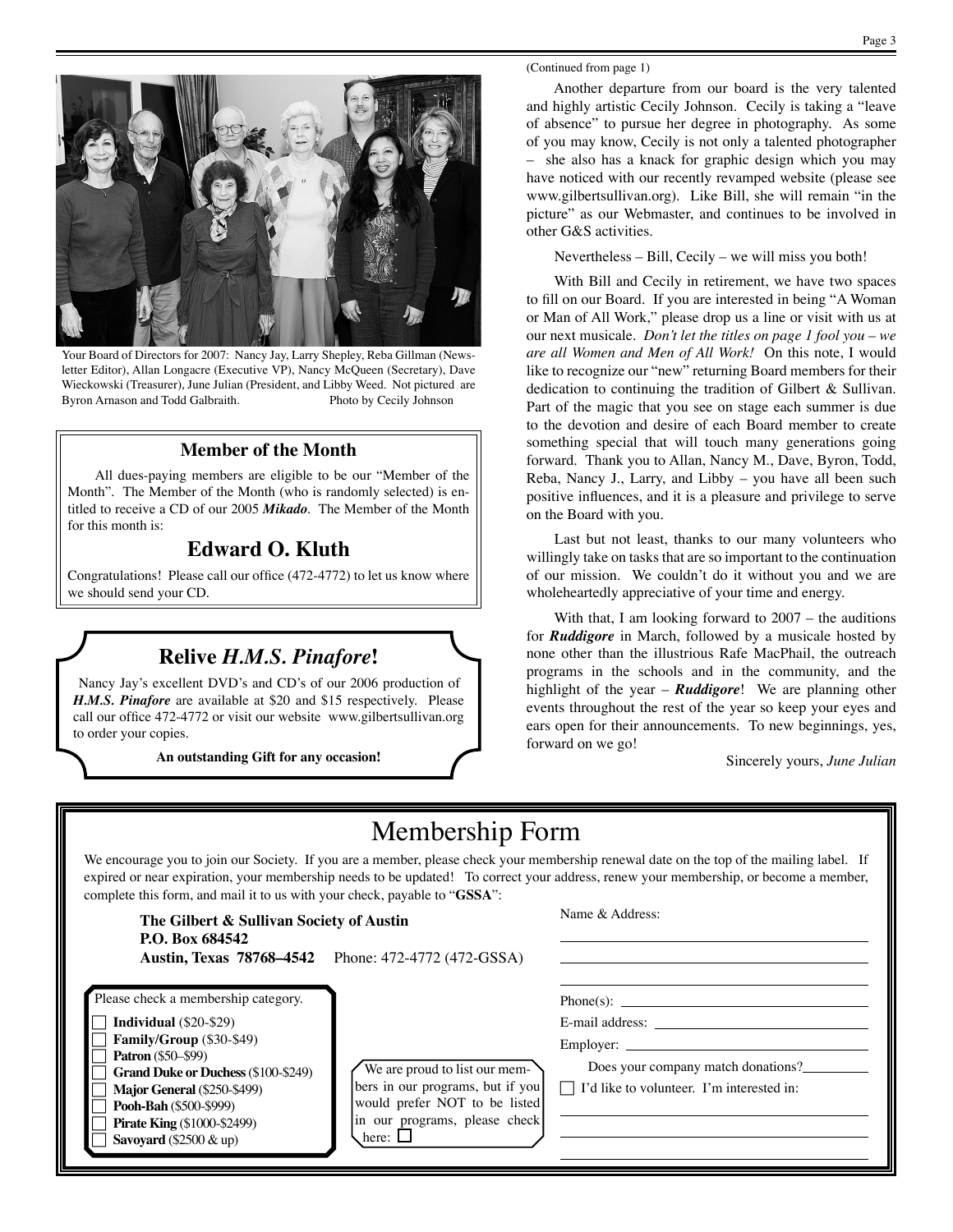Your Board of Directors for 2007: Nancy Jay, Larry Shepley, Reba Gillman (Newsletter Editor), Allan Longacre (Executive VP), Nancy McQueen (Secretary), Dave Wieckowski (Treasurer), June Julian (President, and Libby Weed. Not pictured are Byron Arnason and Todd Galbraith. Photo by Cecily Johnson

## Member of the Month

All dues-paying members are eligible to be our "Member of the Month". The Member of the Month (who is randomly selected) is entitled to receive a CD of our 2005 ***Mikado***. The Member of the Month for this month is:

## Edward O. Kluth

Congratulations! Please call our office (472-4772) to let us know where we should send your CD.

## Relive *H.M.S. Pinafore*!

Nancy Jay's excellent DVD's and CD's of our 2006 production of ***H.M.S. Pinafore*** are available at $20 and $15 respectively. Please call our office 472-4772 or visit our website www.gilbertsullivan.org to order your copies.

**An outstanding Gift for any occasion!**

(Continued from page 1)

Another departure from our board is the very talented and highly artistic Cecily Johnson. Cecily is taking a "leave of absence" to pursue her degree in photography. As some of you may know, Cecily is not only a talented photographer – she also has a knack for graphic design which you may have noticed with our recently revamped website (please see www.gilbertsullivan.org). Like Bill, she will remain "in the picture" as our Webmaster, and continues to be involved in other G&S activities.

Nevertheless – Bill, Cecily – we will miss you both!

With Bill and Cecily in retirement, we have two spaces to fill on our Board. If you are interested in being "A Woman or Man of All Work," please drop us a line or visit with us at our next musicale. *Don't let the titles on page 1 fool you – we are all Women and Men of All Work!* On this note, I would like to recognize our "new" returning Board members for their dedication to continuing the tradition of Gilbert & Sullivan. Part of the magic that you see on stage each summer is due to the devotion and desire of each Board member to create something special that will touch many generations going forward. Thank you to Allan, Nancy M., Dave, Byron, Todd, Reba, Nancy J., Larry, and Libby – you have all been such positive influences, and it is a pleasure and privilege to serve on the Board with you.

Last but not least, thanks to our many volunteers who willingly take on tasks that are so important to the continuation of our mission. We couldn't do it without you and we are wholeheartedly appreciative of your time and energy.

With that, I am looking forward to 2007 – the auditions for ***Ruddigore*** in March, followed by a musicale hosted by none other than the illustrious Rafe MacPhail, the outreach programs in the schools and in the community, and the highlight of the year – ***Ruddigore***! We are planning other events throughout the rest of the year so keep your eyes and ears open for their announcements. To new beginnings, yes, forward on we go!

Sincerely yours, *June Julian*

# Membership Form

We encourage you to join our Society. If you are a member, please check your membership renewal date on the top of the mailing label. If expired or near expiration, your membership needs to be updated! To correct your address, renew your membership, or become a member, complete this form, and mail it to us with your check, payable to "**GSSA**":

**The Gilbert & Sullivan Society of Austin**
**P.O. Box 684542**
**Austin, Texas 78768–4542** Phone: 472-4772 (472-GSSA)

Please check a membership category.

- ☐ **Individual** ($20-$29)
- ☐ **Family/Group** ($30-$49)
- ☐ **Patron** ($50–$99)
- ☐ **Grand Duke or Duchess** ($100-$249)
- ☐ **Major General** ($250-$499)
- ☐ **Pooh-Bah** ($500-$999)
- ☐ **Pirate King** ($1000-$2499)
- ☐ **Savoyard** ($2500 & up)

We are proud to list our members in our programs, but if you would prefer NOT to be listed in our programs, please check here: ☐

Name & Address: ______________________

______________________

______________________

Phone(s): ______________________

E-mail address: ______________________

Employer: ______________________

Does your company match donations? ________

☐ I'd like to volunteer. I'm interested in:

______________________

______________________

______________________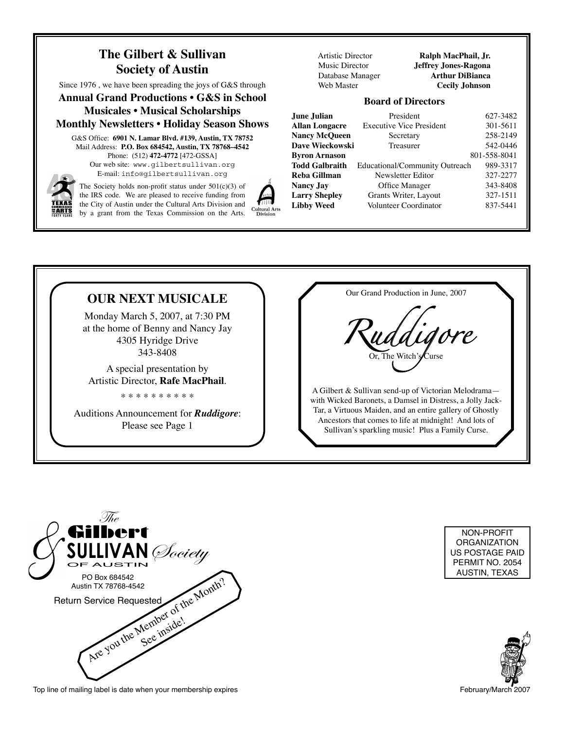## The Gilbert & Sullivan Society of Austin

Since 1976 , we have been spreading the joys of G&S through

**Annual Grand Productions • G&S in School Musicales • Musical Scholarships Monthly Newsletters • Holiday Season Shows**

G&S Office: **6901 N. Lamar Blvd. #139, Austin, TX 78752**
Mail Address: **P.O. Box 684542, Austin, TX 78768–4542**
Phone: (512) **472-4772** [472-GSSA]
Our web site: www.gilbertsullivan.org
E-mail: info@gilbertsullivan.org

The Society holds non-profit status under 501(c)(3) of the IRS code. We are pleased to receive funding from the City of Austin under the Cultural Arts Division and by a grant from the Texas Commission on the Arts.

| | |
|---|---|
| Artistic Director | **Ralph MacPhail, Jr.** |
| Music Director | **Jeffrey Jones-Ragona** |
| Database Manager | **Arthur DiBianca** |
| Web Master | **Cecily Johnson** |

### Board of Directors

| | | |
|---|---|---|
| **June Julian** | President | 627-3482 |
| **Allan Longacre** | Executive Vice President | 301-5611 |
| **Nancy McQueen** | Secretary | 258-2149 |
| **Dave Wieckowski** | Treasurer | 542-0446 |
| **Byron Arnason** | | 801-558-8041 |
| **Todd Galbraith** | Educational/Community Outreach | 989-3317 |
| **Reba Gillman** | Newsletter Editor | 327-2277 |
| **Nancy Jay** | Office Manager | 343-8408 |
| **Larry Shepley** | Grants Writer, Layout | 327-1511 |
| **Libby Weed** | Volunteer Coordinator | 837-5441 |

## OUR NEXT MUSICALE

Monday March 5, 2007, at 7:30 PM
at the home of Benny and Nancy Jay
4305 Hyridge Drive
343-8408

A special presentation by
Artistic Director, **Rafe MacPhail**.

\* \* \* \* \* \* \* \* \* \*

Auditions Announcement for ***Ruddigore***:
Please see Page 1

Our Grand Production in June, 2007

# *Ruddigore*

Or, The Witch's Curse

A Gilbert & Sullivan send-up of Victorian Melodrama—with Wicked Baronets, a Damsel in Distress, a Jolly Jack-Tar, a Virtuous Maiden, and an entire gallery of Ghostly Ancestors that comes to life at midnight! And lots of Sullivan's sparkling music! Plus a Family Curse.

The Gilbert & Sullivan Society of Austin

PO Box 684542
Austin TX 78768-4542

Return Service Requested

Are you the Member of the Month? See inside!

NON-PROFIT ORGANIZATION
US POSTAGE PAID
PERMIT NO. 2054
AUSTIN, TEXAS

Top line of mailing label is date when your membership expires

February/March 2007